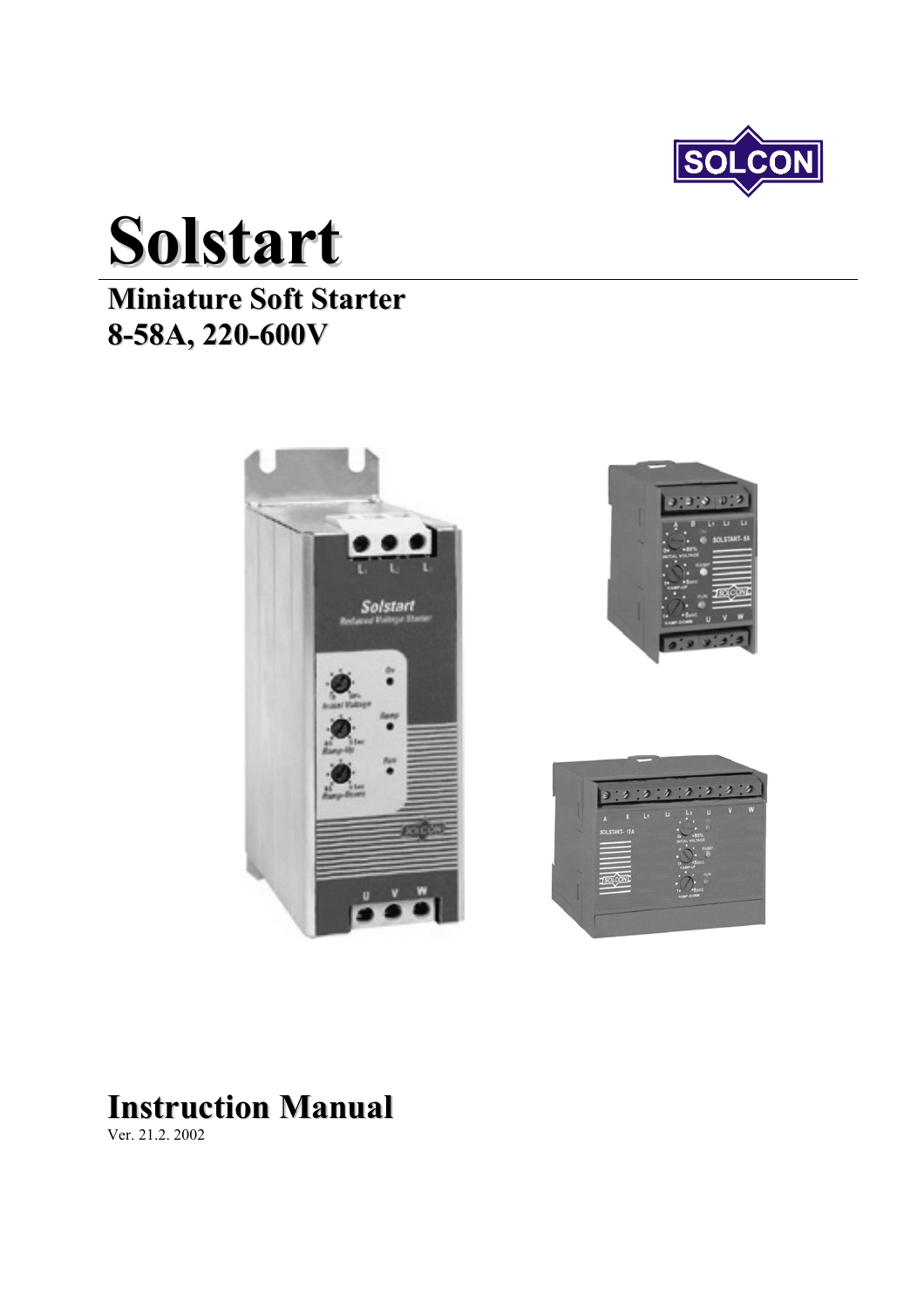# Solstart

## Miniature Soft Starter
## 8-58A, 220-600V

# Instruction Manual

Ver. 21.2. 2002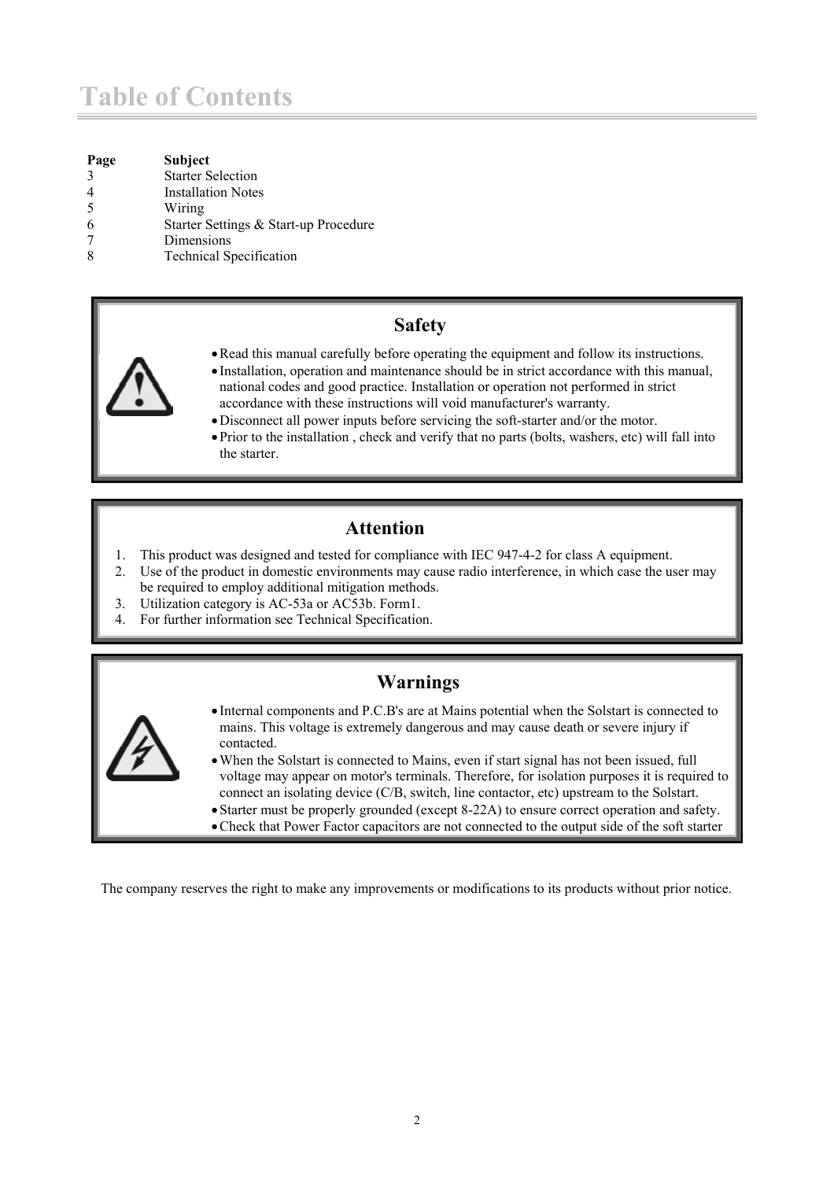# Table of Contents

| Page | Subject |
| --- | --- |
| 3 | Starter Selection |
| 4 | Installation Notes |
| 5 | Wiring |
| 6 | Starter Settings & Start-up Procedure |
| 7 | Dimensions |
| 8 | Technical Specification |

## Safety

- Read this manual carefully before operating the equipment and follow its instructions.
- Installation, operation and maintenance should be in strict accordance with this manual, national codes and good practice. Installation or operation not performed in strict accordance with these instructions will void manufacturer's warranty.
- Disconnect all power inputs before servicing the soft-starter and/or the motor.
- Prior to the installation , check and verify that no parts (bolts, washers, etc) will fall into the starter.

## Attention

1. This product was designed and tested for compliance with IEC 947-4-2 for class A equipment.
2. Use of the product in domestic environments may cause radio interference, in which case the user may be required to employ additional mitigation methods.
3. Utilization category is AC-53a or AC53b. Form1.
4. For further information see Technical Specification.

## Warnings

- Internal components and P.C.B's are at Mains potential when the Solstart is connected to mains. This voltage is extremely dangerous and may cause death or severe injury if contacted.
- When the Solstart is connected to Mains, even if start signal has not been issued, full voltage may appear on motor's terminals. Therefore, for isolation purposes it is required to connect an isolating device (C/B, switch, line contactor, etc) upstream to the Solstart.
- Starter must be properly grounded (except 8-22A) to ensure correct operation and safety.
- Check that Power Factor capacitors are not connected to the output side of the soft starter

The company reserves the right to make any improvements or modifications to its products without prior notice.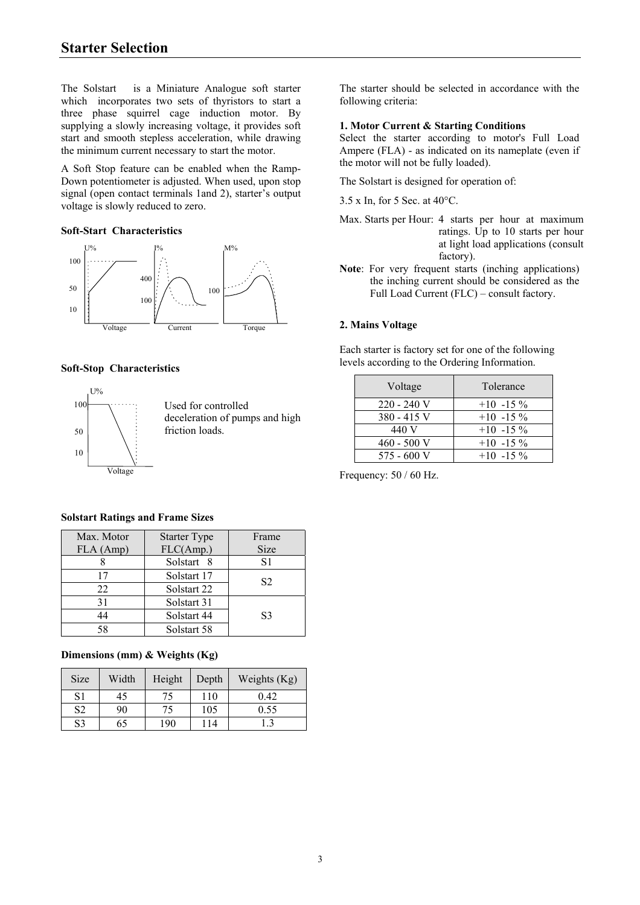# Starter Selection

The Solstart  is a Miniature Analogue soft starter which incorporates two sets of thyristors to start a three phase squirrel cage induction motor. By supplying a slowly increasing voltage, it provides soft start and smooth stepless acceleration, while drawing the minimum current necessary to start the motor.

A Soft Stop feature can be enabled when the Ramp-Down potentiometer is adjusted. When used, upon stop signal (open contact terminals 1and 2), starter's output voltage is slowly reduced to zero.

**Soft-Start Characteristics**

U% 100 50 10 Voltage · I% 400 100 Current · M% 100 Torque

**Soft-Stop Characteristics**

U% 100 50 10 Voltage

Used for controlled deceleration of pumps and high friction loads.

**Solstart Ratings and Frame Sizes**

| Max. Motor FLA (Amp) | Starter Type FLC(Amp.) | Frame Size |
|---|---|---|
| 8 | Solstart 8 | S1 |
| 17 | Solstart 17 | S2 |
| 22 | Solstart 22 | |
| 31 | Solstart 31 | S3 |
| 44 | Solstart 44 | |
| 58 | Solstart 58 | |

**Dimensions (mm) & Weights (Kg)**

| Size | Width | Height | Depth | Weights (Kg) |
|---|---|---|---|---|
| S1 | 45 | 75 | 110 | 0.42 |
| S2 | 90 | 75 | 105 | 0.55 |
| S3 | 65 | 190 | 114 | 1.3 |

The starter should be selected in accordance with the following criteria:

**1. Motor Current & Starting Conditions**

Select the starter according to motor's Full Load Ampere (FLA) - as indicated on its nameplate (even if the motor will not be fully loaded).

The Solstart is designed for operation of:

3.5 x In, for 5 Sec. at 40°C.

Max. Starts per Hour: 4 starts per hour at maximum ratings. Up to 10 starts per hour at light load applications (consult factory).

**Note**: For very frequent starts (inching applications) the inching current should be considered as the Full Load Current (FLC) – consult factory.

**2. Mains Voltage**

Each starter is factory set for one of the following levels according to the Ordering Information.

| Voltage | Tolerance |
|---|---|
| 220 - 240 V | +10 -15 % |
| 380 - 415 V | +10 -15 % |
| 440 V | +10 -15 % |
| 460 - 500 V | +10 -15 % |
| 575 - 600 V | +10 -15 % |

Frequency: 50 / 60 Hz.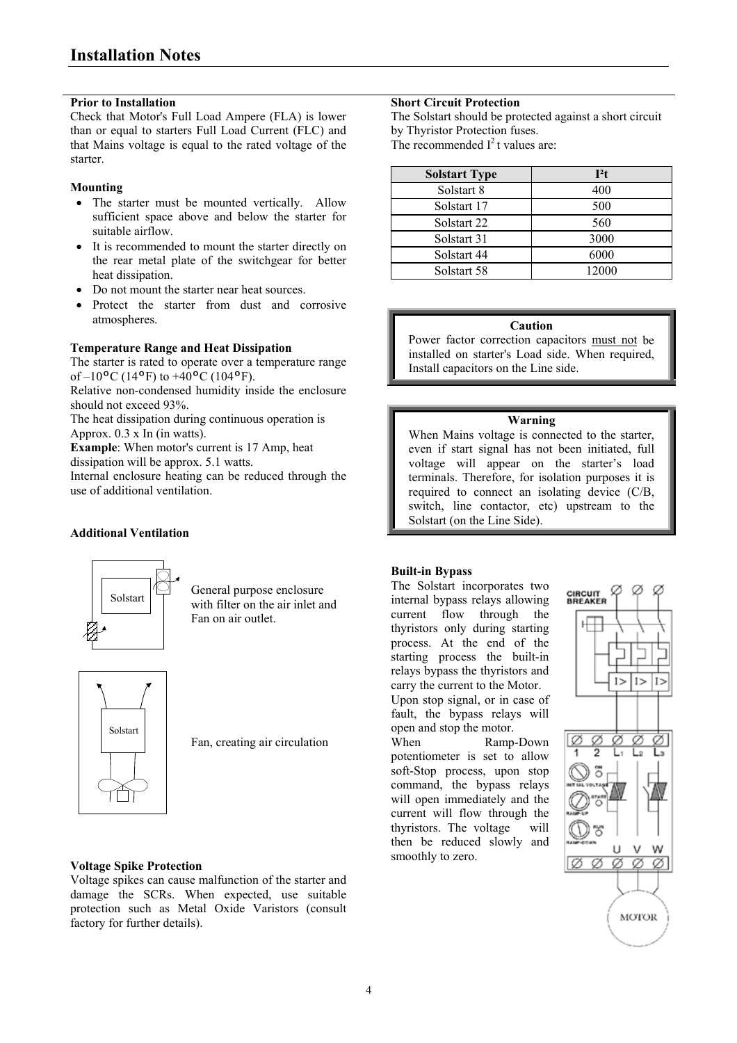# Installation Notes

**Prior to Installation**

Check that Motor's Full Load Ampere (FLA) is lower than or equal to starters Full Load Current (FLC) and that Mains voltage is equal to the rated voltage of the starter.

**Mounting**

- The starter must be mounted vertically. Allow sufficient space above and below the starter for suitable airflow.
- It is recommended to mount the starter directly on the rear metal plate of the switchgear for better heat dissipation.
- Do not mount the starter near heat sources.
- Protect the starter from dust and corrosive atmospheres.

**Temperature Range and Heat Dissipation**

The starter is rated to operate over a temperature range of –10°C (14°F) to +40°C (104°F).

Relative non-condensed humidity inside the enclosure should not exceed 93%.

The heat dissipation during continuous operation is Approx. 0.3 x In (in watts).

**Example**: When motor's current is 17 Amp, heat dissipation will be approx. 5.1 watts.

Internal enclosure heating can be reduced through the use of additional ventilation.

**Additional Ventilation**

General purpose enclosure with filter on the air inlet and Fan on air outlet.

Fan, creating air circulation

**Voltage Spike Protection**

Voltage spikes can cause malfunction of the starter and damage the SCRs. When expected, use suitable protection such as Metal Oxide Varistors (consult factory for further details).

**Short Circuit Protection**

The Solstart should be protected against a short circuit by Thyristor Protection fuses.

The recommended $I^2t$ values are:

| Solstart Type | $I^2t$ |
|---|---|
| Solstart 8 | 400 |
| Solstart 17 | 500 |
| Solstart 22 | 560 |
| Solstart 31 | 3000 |
| Solstart 44 | 6000 |
| Solstart 58 | 12000 |

**Caution**

Power factor correction capacitors <u>must not</u> be installed on starter's Load side. When required, Install capacitors on the Line side.

**Warning**

When Mains voltage is connected to the starter, even if start signal has not been initiated, full voltage will appear on the starter's load terminals. Therefore, for isolation purposes it is required to connect an isolating device (C/B, switch, line contactor, etc) upstream to the Solstart (on the Line Side).

**Built-in Bypass**

The Solstart incorporates two internal bypass relays allowing current flow through the thyristors only during starting process. At the end of the starting process the built-in relays bypass the thyristors and carry the current to the Motor.

Upon stop signal, or in case of fault, the bypass relays will open and stop the motor.

When Ramp-Down potentiometer is set to allow soft-Stop process, upon stop command, the bypass relays will open immediately and the current will flow through the thyristors. The voltage will then be reduced slowly and smoothly to zero.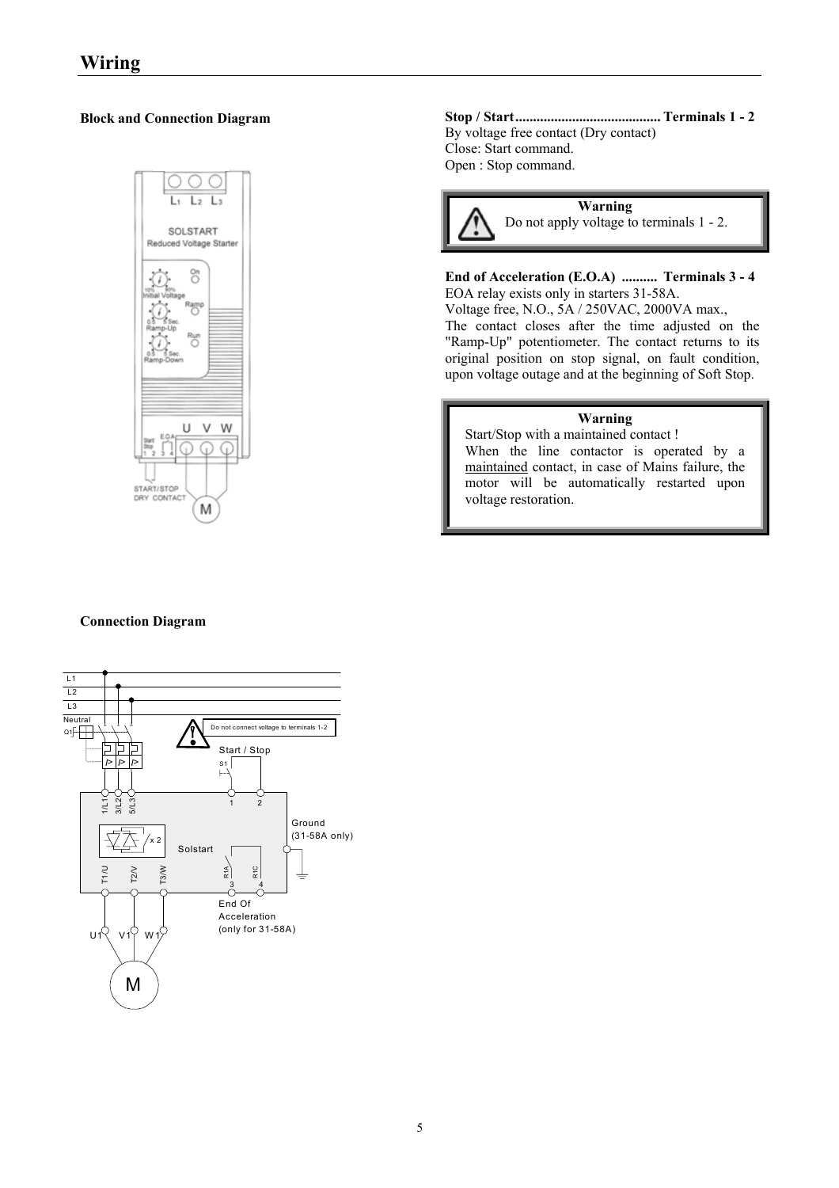# Wiring

### Block and Connection Diagram

**Stop / Start......................................... Terminals 1 - 2**
By voltage free contact (Dry contact)
Close: Start command.
Open : Stop command.

> **Warning**
> Do not apply voltage to terminals 1 - 2.

**End of Acceleration (E.O.A) .......... Terminals 3 - 4**
EOA relay exists only in starters 31-58A.
Voltage free, N.O., 5A / 250VAC, 2000VA max.,
The contact closes after the time adjusted on the "Ramp-Up" potentiometer. The contact returns to its original position on stop signal, on fault condition, upon voltage outage and at the beginning of Soft Stop.

> **Warning**
> Start/Stop with a maintained contact !
> When the line contactor is operated by a maintained contact, in case of Mains failure, the motor will be automatically restarted upon voltage restoration.

### Connection Diagram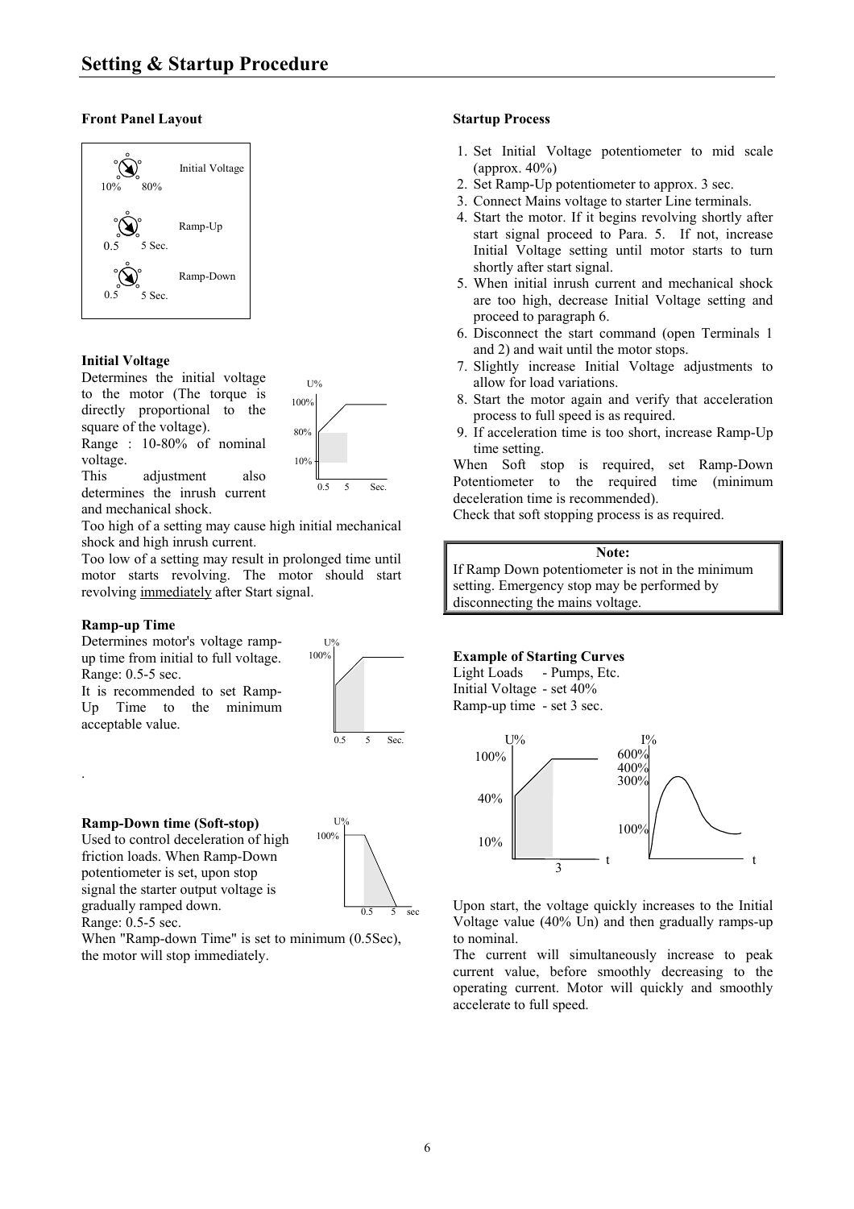# Setting & Startup Procedure

### Front Panel Layout

Initial Voltage (10% – 80%)

Ramp-Up (0.5 – 5 Sec.)

Ramp-Down (0.5 – 5 Sec.)

### Initial Voltage

Determines the initial voltage to the motor (The torque is directly proportional to the square of the voltage).

Range : 10-80% of nominal voltage.

This adjustment also determines the inrush current and mechanical shock.

Too high of a setting may cause high initial mechanical shock and high inrush current.

Too low of a setting may result in prolonged time until motor starts revolving. The motor should start revolving <u>immediately</u> after Start signal.

### Ramp-up Time

Determines motor's voltage ramp-up time from initial to full voltage.

Range: 0.5-5 sec.

It is recommended to set Ramp-Up Time to the minimum acceptable value.

### Ramp-Down time (Soft-stop)

Used to control deceleration of high friction loads. When Ramp-Down potentiometer is set, upon stop signal the starter output voltage is gradually ramped down.

Range: 0.5-5 sec.

When "Ramp-down Time" is set to minimum (0.5Sec), the motor will stop immediately.

### Startup Process

1. Set Initial Voltage potentiometer to mid scale (approx. 40%)
2. Set Ramp-Up potentiometer to approx. 3 sec.
3. Connect Mains voltage to starter Line terminals.
4. Start the motor. If it begins revolving shortly after start signal proceed to Para. 5. If not, increase Initial Voltage setting until motor starts to turn shortly after start signal.
5. When initial inrush current and mechanical shock are too high, decrease Initial Voltage setting and proceed to paragraph 6.
6. Disconnect the start command (open Terminals 1 and 2) and wait until the motor stops.
7. Slightly increase Initial Voltage adjustments to allow for load variations.
8. Start the motor again and verify that acceleration process to full speed is as required.
9. If acceleration time is too short, increase Ramp-Up time setting.

When Soft stop is required, set Ramp-Down Potentiometer to the required time (minimum deceleration time is recommended).

Check that soft stopping process is as required.

> **Note:**
> If Ramp Down potentiometer is not in the minimum setting. Emergency stop may be performed by disconnecting the mains voltage.

### Example of Starting Curves

Light Loads - Pumps, Etc.

Initial Voltage - set 40%

Ramp-up time - set 3 sec.

Upon start, the voltage quickly increases to the Initial Voltage value (40% Un) and then gradually ramps-up to nominal.

The current will simultaneously increase to peak current value, before smoothly decreasing to the operating current. Motor will quickly and smoothly accelerate to full speed.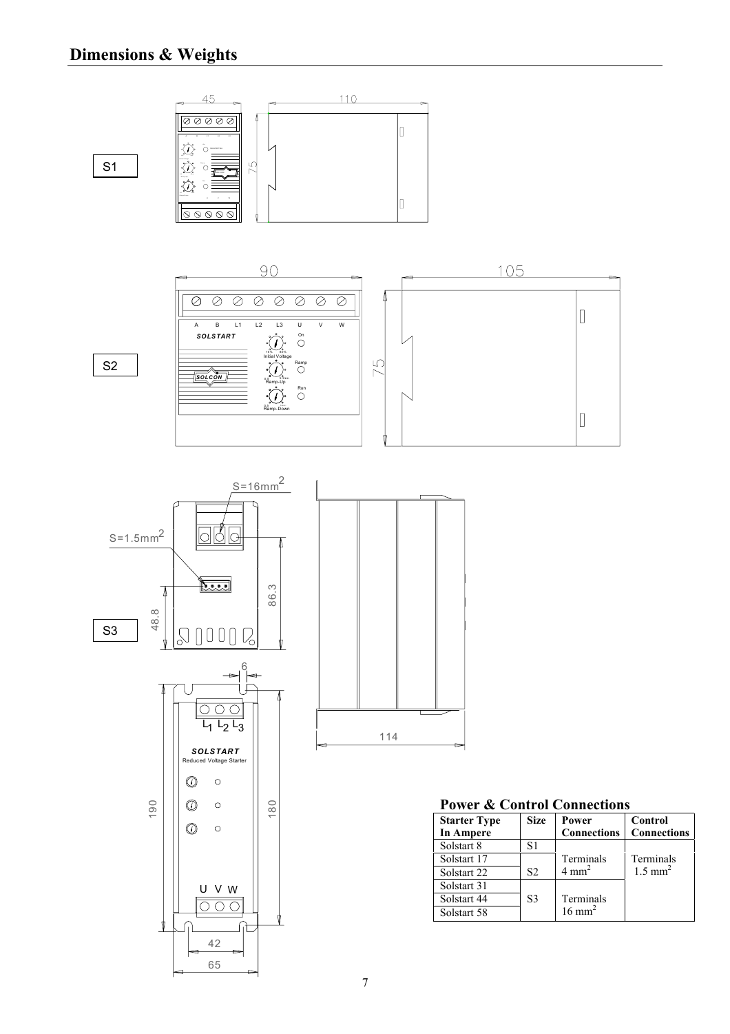## Dimensions & Weights

S1

S2

S3

### Power & Control Connections

| Starter Type In Ampere | Size | Power Connections | Control Connections |
|---|---|---|---|
| Solstart 8 | S1 | Terminals $4\ mm^2$ | Terminals $1.5\ mm^2$ |
| Solstart 17 | S2 | | |
| Solstart 22 | | | |
| Solstart 31 | S3 | Terminals $16\ mm^2$ | |
| Solstart 44 | | | |
| Solstart 58 | | | |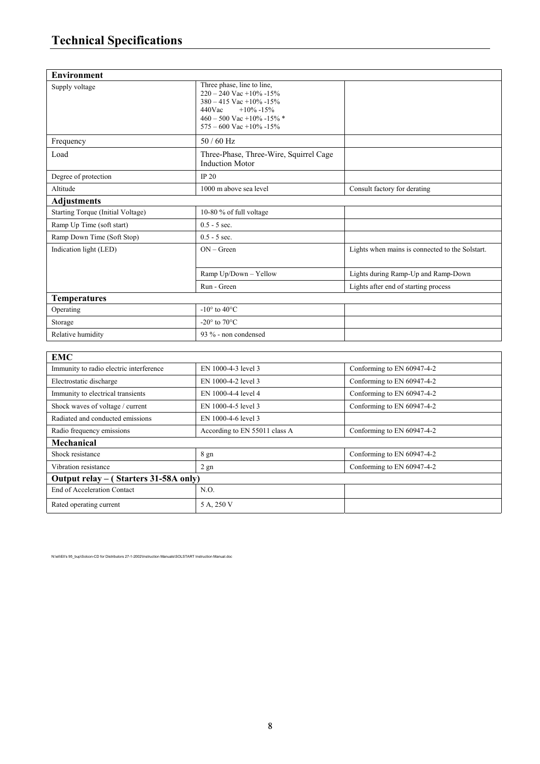# Technical Specifications

| Environment | | |
|---|---|---|
| Supply voltage | Three phase, line to line,<br>220 – 240 Vac +10% -15%<br>380 – 415 Vac +10% -15%<br>440Vac +10% -15%<br>460 – 500 Vac +10% -15% *<br>575 – 600 Vac +10% -15% | |
| Frequency | 50 / 60 Hz | |
| Load | Three-Phase, Three-Wire, Squirrel Cage Induction Motor | |
| Degree of protection | IP 20 | |
| Altitude | 1000 m above sea level | Consult factory for derating |
| **Adjustments** | | |
| Starting Torque (Initial Voltage) | 10-80 % of full voltage | |
| Ramp Up Time (soft start) | 0.5 - 5 sec. | |
| Ramp Down Time (Soft Stop) | 0.5 - 5 sec. | |
| Indication light (LED) | ON – Green | Lights when mains is connected to the Solstart. |
| | Ramp Up/Down – Yellow | Lights during Ramp-Up and Ramp-Down |
| | Run - Green | Lights after end of starting process |
| **Temperatures** | | |
| Operating | -10° to 40°C | |
| Storage | -20° to 70°C | |
| Relative humidity | 93 % - non condensed | |

| EMC | | |
|---|---|---|
| Immunity to radio electric interference | EN 1000-4-3 level 3 | Conforming to EN 60947-4-2 |
| Electrostatic discharge | EN 1000-4-2 level 3 | Conforming to EN 60947-4-2 |
| Immunity to electrical transients | EN 1000-4-4 level 4 | Conforming to EN 60947-4-2 |
| Shock waves of voltage / current | EN 1000-4-5 level 3 | Conforming to EN 60947-4-2 |
| Radiated and conducted emissions | EN 1000-4-6 level 3 | |
| Radio frequency emissions | According to EN 55011 class A | Conforming to EN 60947-4-2 |
| **Mechanical** | | |
| Shock resistance | 8 gn | Conforming to EN 60947-4-2 |
| Vibration resistance | 2 gn | Conforming to EN 60947-4-2 |
| **Output relay – ( Starters 31-58A only)** | | |
| End of Acceleration Contact | N.O. | |
| Rated operating current | 5 A, 250 V | |

N:\eli\Eli's 95_bup\Solcon-CD for Distributors 27-1-2002\Instruction Manuals\SOLSTART Instruction Manual.doc